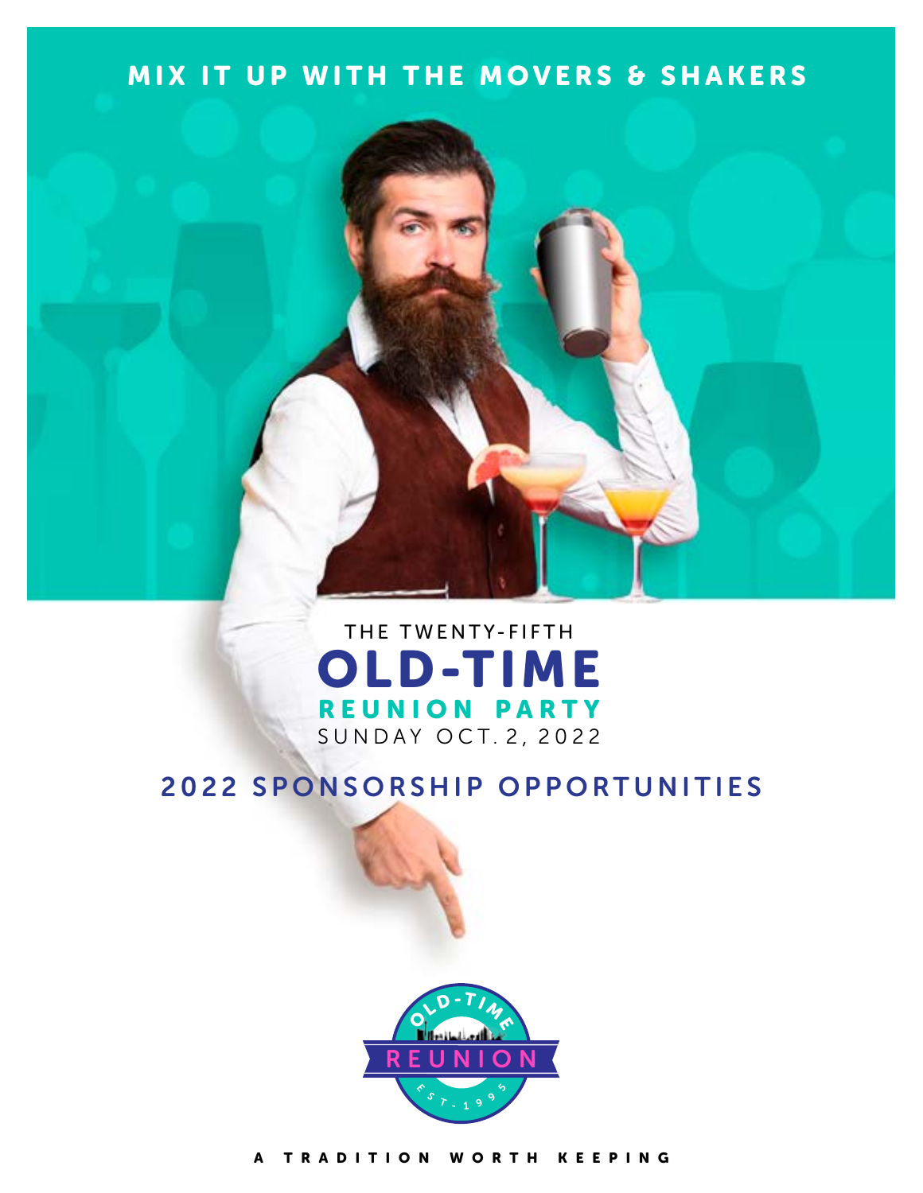MIX IT UP WITH THE MOVERS & SHAKERS

THE TWENTY-FIFTH

# OLD-TIME

## REUNION PARTY

SUNDAY OCT. 2, 2022

## 2022 SPONSORSHIP OPPORTUNITIES

OLD-TIME REUNION EST. 1995

A TRADITION WORTH KEEPING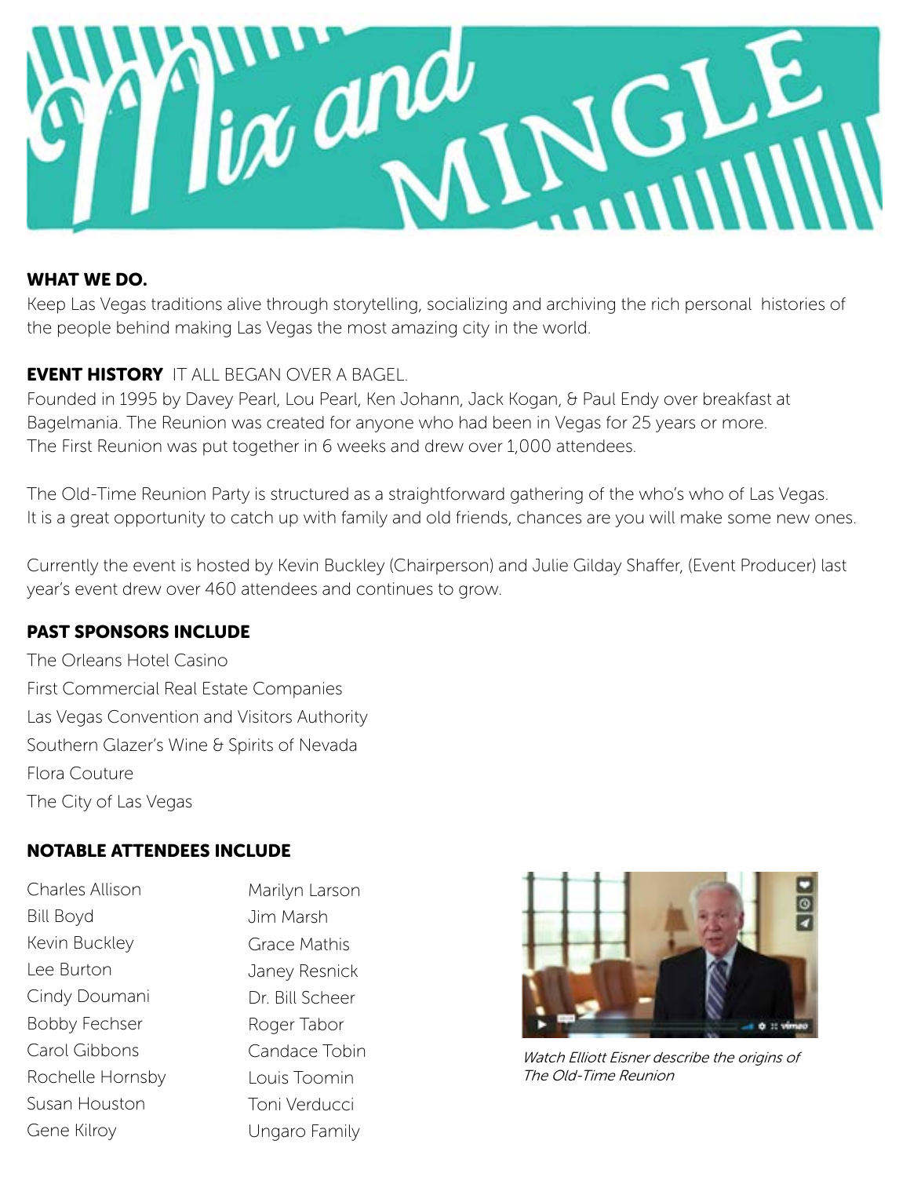# Mix and MINGLE

## WHAT WE DO.

Keep Las Vegas traditions alive through storytelling, socializing and archiving the rich personal histories of the people behind making Las Vegas the most amazing city in the world.

## EVENT HISTORY IT ALL BEGAN OVER A BAGEL.

Founded in 1995 by Davey Pearl, Lou Pearl, Ken Johann, Jack Kogan, & Paul Endy over breakfast at Bagelmania. The Reunion was created for anyone who had been in Vegas for 25 years or more. The First Reunion was put together in 6 weeks and drew over 1,000 attendees.

The Old-Time Reunion Party is structured as a straightforward gathering of the who's who of Las Vegas. It is a great opportunity to catch up with family and old friends, chances are you will make some new ones.

Currently the event is hosted by Kevin Buckley (Chairperson) and Julie Gilday Shaffer, (Event Producer) last year's event drew over 460 attendees and continues to grow.

## PAST SPONSORS INCLUDE

The Orleans Hotel Casino
First Commercial Real Estate Companies
Las Vegas Convention and Visitors Authority
Southern Glazer's Wine & Spirits of Nevada
Flora Couture
The City of Las Vegas

## NOTABLE ATTENDEES INCLUDE

Charles Allison
Bill Boyd
Kevin Buckley
Lee Burton
Cindy Doumani
Bobby Fechser
Carol Gibbons
Rochelle Hornsby
Susan Houston
Gene Kilroy
Marilyn Larson
Jim Marsh
Grace Mathis
Janey Resnick
Dr. Bill Scheer
Roger Tabor
Candace Tobin
Louis Toomin
Toni Verducci
Ungaro Family

*Watch Elliott Eisner describe the origins of The Old-Time Reunion*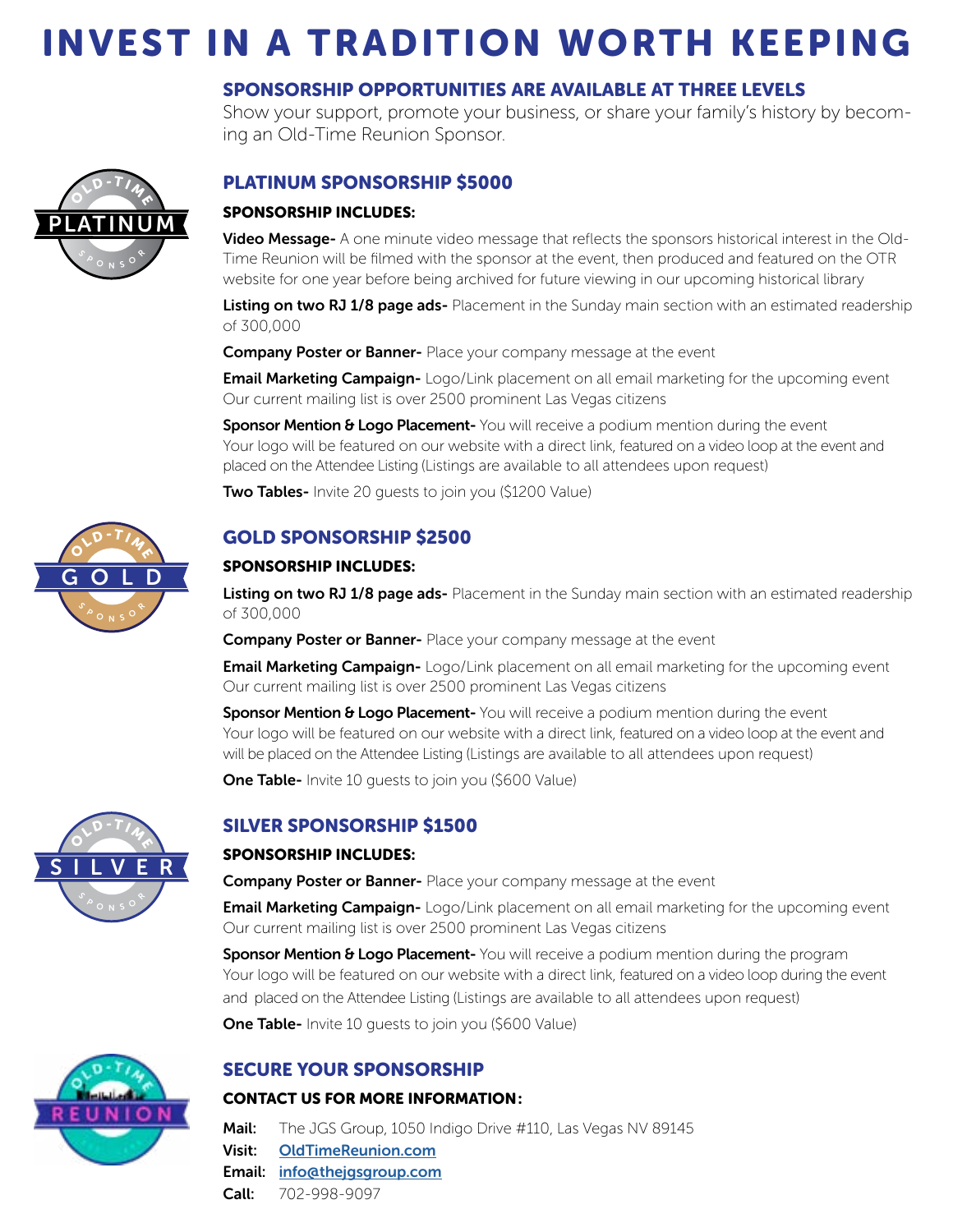# INVEST IN A TRADITION WORTH KEEPING

## SPONSORSHIP OPPORTUNITIES ARE AVAILABLE AT THREE LEVELS

Show your support, promote your business, or share your family's history by becoming an Old-Time Reunion Sponsor.

## PLATINUM SPONSORSHIP $5000

**SPONSORSHIP INCLUDES:**

**Video Message-** A one minute video message that reflects the sponsors historical interest in the Old-Time Reunion will be filmed with the sponsor at the event, then produced and featured on the OTR website for one year before being archived for future viewing in our upcoming historical library

**Listing on two RJ 1/8 page ads-** Placement in the Sunday main section with an estimated readership of 300,000

**Company Poster or Banner-** Place your company message at the event

**Email Marketing Campaign-** Logo/Link placement on all email marketing for the upcoming event Our current mailing list is over 2500 prominent Las Vegas citizens

**Sponsor Mention & Logo Placement-** You will receive a podium mention during the event Your logo will be featured on our website with a direct link, featured on a video loop at the event and placed on the Attendee Listing (Listings are available to all attendees upon request)

**Two Tables-** Invite 20 guests to join you ($1200 Value)

## GOLD SPONSORSHIP $2500

**SPONSORSHIP INCLUDES:**

**Listing on two RJ 1/8 page ads-** Placement in the Sunday main section with an estimated readership of 300,000

**Company Poster or Banner-** Place your company message at the event

**Email Marketing Campaign-** Logo/Link placement on all email marketing for the upcoming event Our current mailing list is over 2500 prominent Las Vegas citizens

**Sponsor Mention & Logo Placement-** You will receive a podium mention during the event Your logo will be featured on our website with a direct link, featured on a video loop at the event and will be placed on the Attendee Listing (Listings are available to all attendees upon request)

**One Table-** Invite 10 guests to join you ($600 Value)

## SILVER SPONSORSHIP $1500

**SPONSORSHIP INCLUDES:**

**Company Poster or Banner-** Place your company message at the event

**Email Marketing Campaign-** Logo/Link placement on all email marketing for the upcoming event Our current mailing list is over 2500 prominent Las Vegas citizens

**Sponsor Mention & Logo Placement-** You will receive a podium mention during the program Your logo will be featured on our website with a direct link, featured on a video loop during the event and placed on the Attendee Listing (Listings are available to all attendees upon request)

**One Table-** Invite 10 guests to join you ($600 Value)

## SECURE YOUR SPONSORSHIP

**CONTACT US FOR MORE INFORMATION:**

**Mail:** The JGS Group, 1050 Indigo Drive #110, Las Vegas NV 89145
**Visit:** OldTimeReunion.com
**Email:** info@thejgsgroup.com
**Call:** 702-998-9097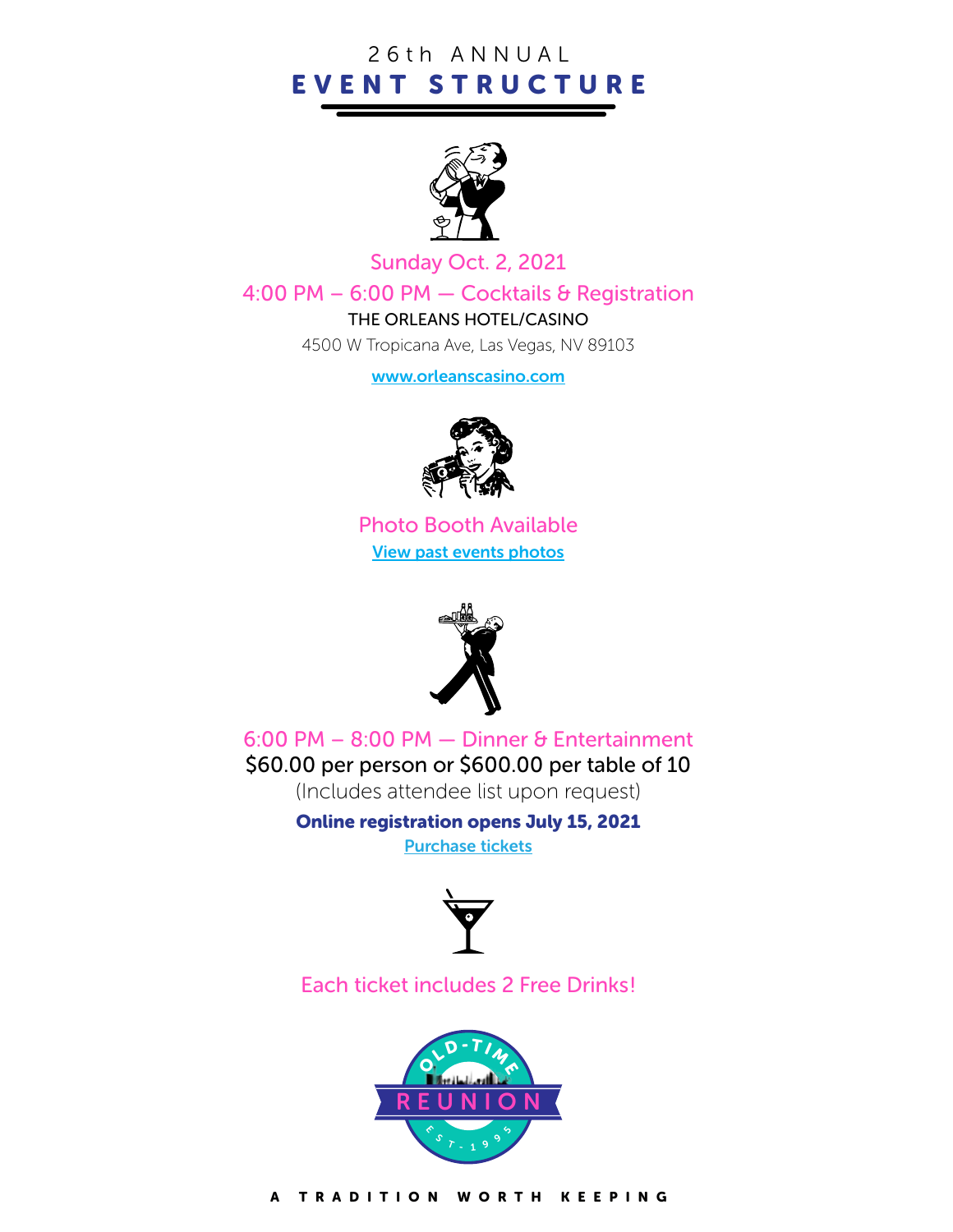# 26th ANNUAL EVENT STRUCTURE

Sunday Oct. 2, 2021

4:00 PM – 6:00 PM — Cocktails & Registration

THE ORLEANS HOTEL/CASINO

4500 W Tropicana Ave, Las Vegas, NV 89103

www.orleanscasino.com

Photo Booth Available

View past events photos

6:00 PM – 8:00 PM — Dinner & Entertainment

$60.00 per person or $600.00 per table of 10

(Includes attendee list upon request)

**Online registration opens July 15, 2021**

Purchase tickets

Each ticket includes 2 Free Drinks!

OLD-TIME REUNION

EST-1995

A TRADITION WORTH KEEPING